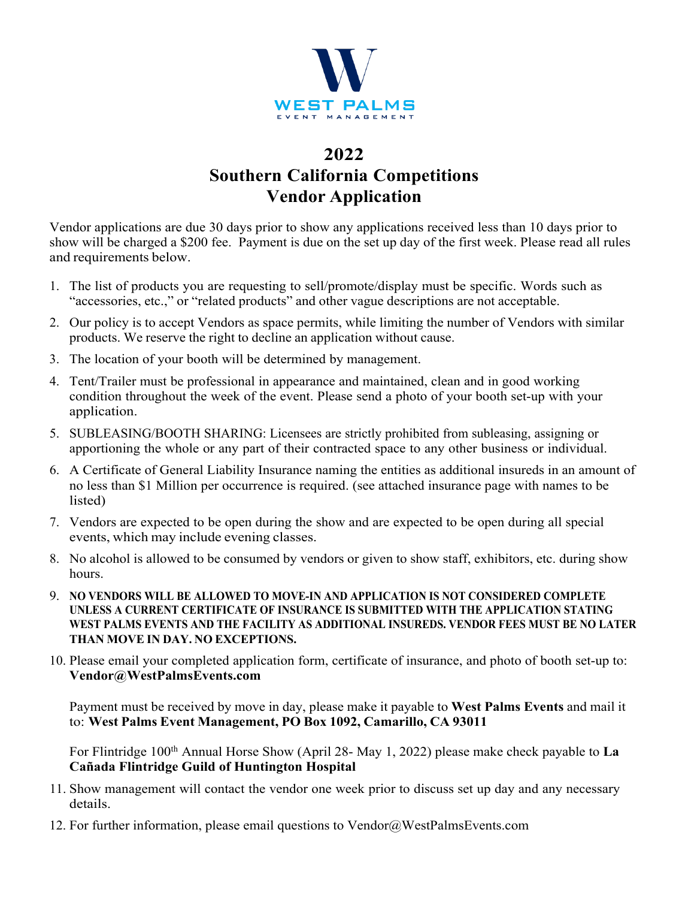WEST PALMS

EVENT MANAGEMENT

# 2022
# Southern California Competitions
# Vendor Application

Vendor applications are due 30 days prior to show any applications received less than 10 days prior to show will be charged a $200 fee. Payment is due on the set up day of the first week. Please read all rules and requirements below.

1. The list of products you are requesting to sell/promote/display must be specific. Words such as "accessories, etc.," or "related products" and other vague descriptions are not acceptable.
2. Our policy is to accept Vendors as space permits, while limiting the number of Vendors with similar products. We reserve the right to decline an application without cause.
3. The location of your booth will be determined by management.
4. Tent/Trailer must be professional in appearance and maintained, clean and in good working condition throughout the week of the event. Please send a photo of your booth set-up with your application.
5. SUBLEASING/BOOTH SHARING: Licensees are strictly prohibited from subleasing, assigning or apportioning the whole or any part of their contracted space to any other business or individual.
6. A Certificate of General Liability Insurance naming the entities as additional insureds in an amount of no less than $1 Million per occurrence is required. (see attached insurance page with names to be listed)
7. Vendors are expected to be open during the show and are expected to be open during all special events, which may include evening classes.
8. No alcohol is allowed to be consumed by vendors or given to show staff, exhibitors, etc. during show hours.
9. **NO VENDORS WILL BE ALLOWED TO MOVE-IN AND APPLICATION IS NOT CONSIDERED COMPLETE UNLESS A CURRENT CERTIFICATE OF INSURANCE IS SUBMITTED WITH THE APPLICATION STATING WEST PALMS EVENTS AND THE FACILITY AS ADDITIONAL INSUREDS. VENDOR FEES MUST BE NO LATER THAN MOVE IN DAY. NO EXCEPTIONS.**
10. Please email your completed application form, certificate of insurance, and photo of booth set-up to: **Vendor@WestPalmsEvents.com**

    Payment must be received by move in day, please make it payable to **West Palms Events** and mail it to: **West Palms Event Management, PO Box 1092, Camarillo, CA 93011**

    For Flintridge 100th Annual Horse Show (April 28- May 1, 2022) please make check payable to **La Cañada Flintridge Guild of Huntington Hospital**

11. Show management will contact the vendor one week prior to discuss set up day and any necessary details.
12. For further information, please email questions to Vendor@WestPalmsEvents.com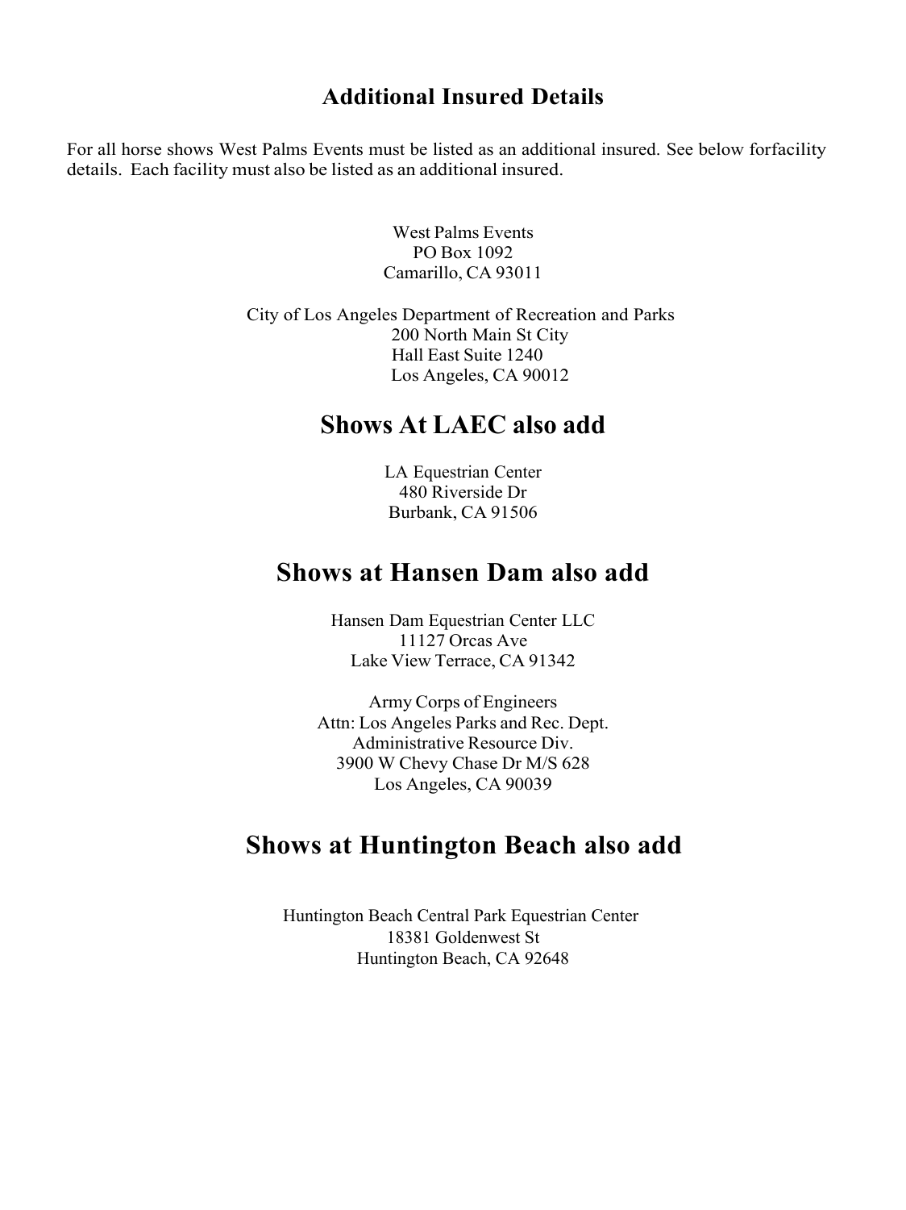## Additional Insured Details

For all horse shows West Palms Events must be listed as an additional insured. See below forfacility details. Each facility must also be listed as an additional insured.

West Palms Events
PO Box 1092
Camarillo, CA 93011

City of Los Angeles Department of Recreation and Parks
200 North Main St City
Hall East Suite 1240
Los Angeles, CA 90012

# Shows At LAEC also add

LA Equestrian Center
480 Riverside Dr
Burbank, CA 91506

# Shows at Hansen Dam also add

Hansen Dam Equestrian Center LLC
11127 Orcas Ave
Lake View Terrace, CA 91342

Army Corps of Engineers
Attn: Los Angeles Parks and Rec. Dept.
Administrative Resource Div.
3900 W Chevy Chase Dr M/S 628
Los Angeles, CA 90039

# Shows at Huntington Beach also add

Huntington Beach Central Park Equestrian Center
18381 Goldenwest St
Huntington Beach, CA 92648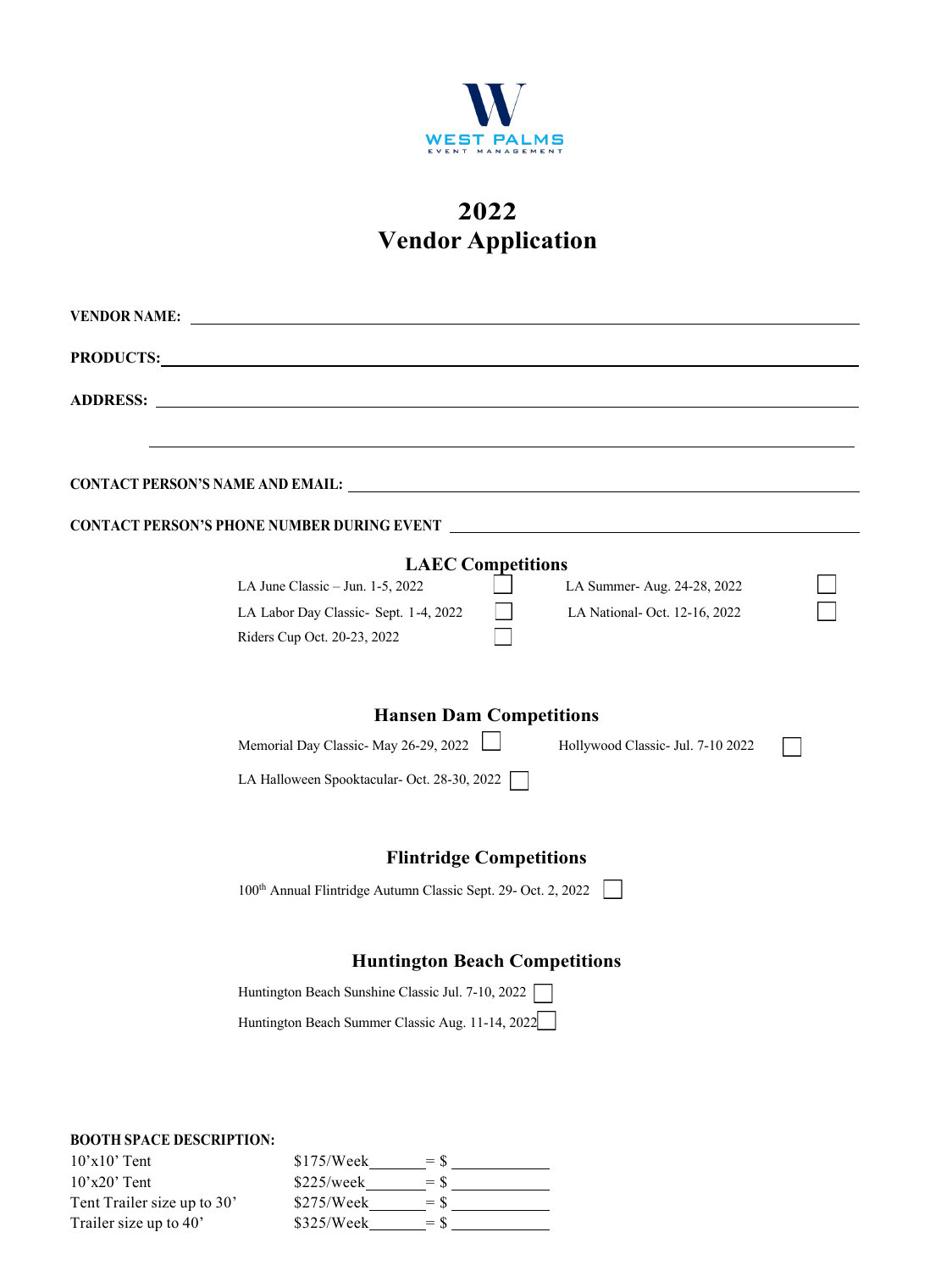WEST PALMS
EVENT MANAGEMENT

# 2022
# Vendor Application

**VENDOR NAME:** ______________________________________________

**PRODUCTS:** ______________________________________________

**ADDRESS:** ______________________________________________

______________________________________________

**CONTACT PERSON'S NAME AND EMAIL:** ______________________________________________

**CONTACT PERSON'S PHONE NUMBER DURING EVENT** ______________________________________________

## LAEC Competitions

- LA June Classic – Jun. 1-5, 2022 ☐
- LA Summer- Aug. 24-28, 2022 ☐
- LA Labor Day Classic- Sept. 1-4, 2022 ☐
- LA National- Oct. 12-16, 2022 ☐
- Riders Cup Oct. 20-23, 2022 ☐

## Hansen Dam Competitions

- Memorial Day Classic- May 26-29, 2022 ☐
- Hollywood Classic- Jul. 7-10 2022 ☐
- LA Halloween Spooktacular- Oct. 28-30, 2022 ☐

## Flintridge Competitions

- 100th Annual Flintridge Autumn Classic Sept. 29- Oct. 2, 2022 ☐

## Huntington Beach Competitions

- Huntington Beach Sunshine Classic Jul. 7-10, 2022 ☐
- Huntington Beach Summer Classic Aug. 11-14, 2022 ☐

**BOOTH SPACE DESCRIPTION:**

| | | |
|---|---|---|
| 10'x10' Tent | $175/Week_______ | = $ ___________ |
| 10'x20' Tent | $225/week_______ | = $ ___________ |
| Tent Trailer size up to 30' | $275/Week_______ | = $ ___________ |
| Trailer size up to 40' | $325/Week_______ | = $ ___________ |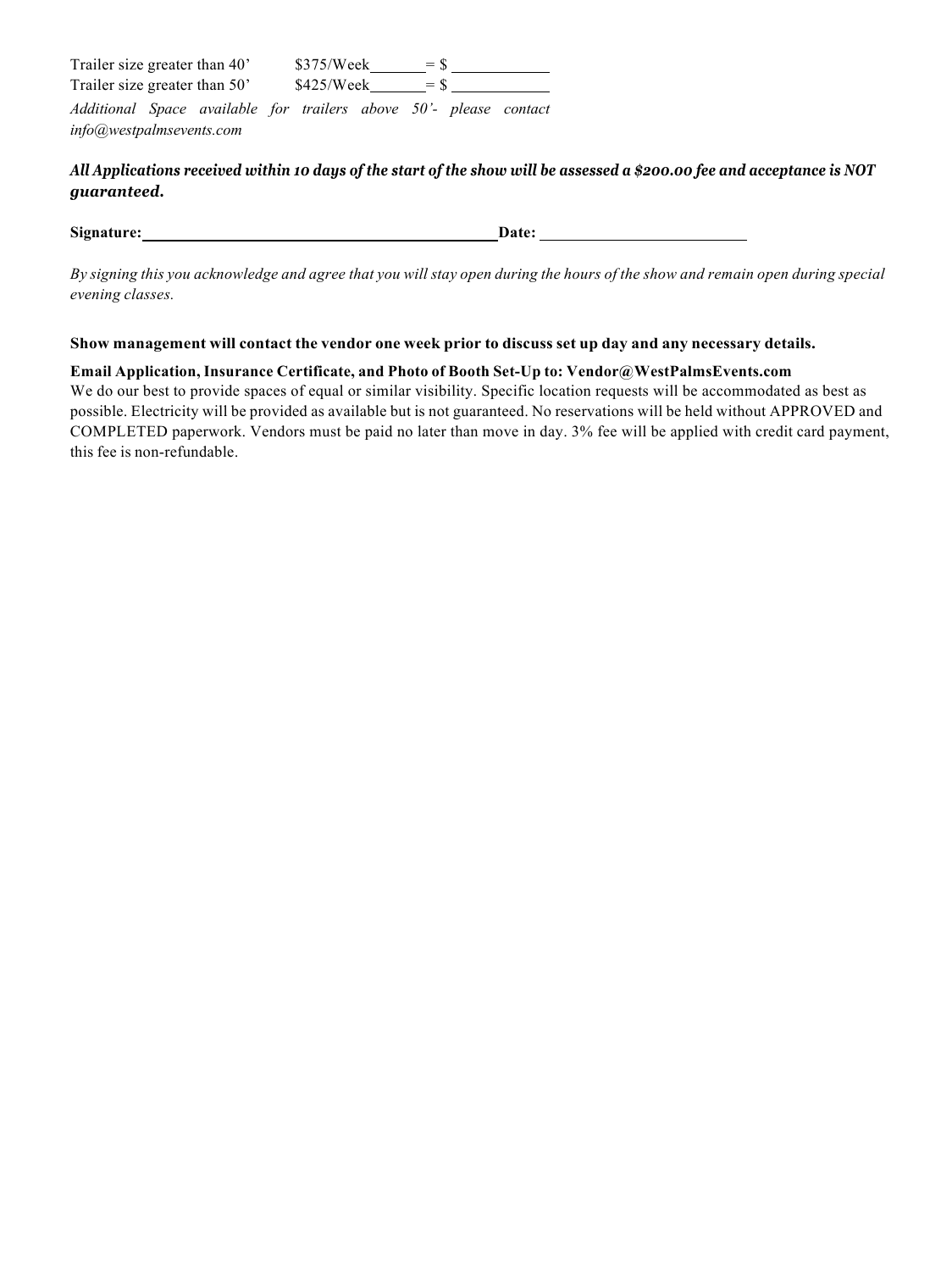Trailer size greater than 40’ $375/Week_______= $ ____________

Trailer size greater than 50’ $425/Week_______= $ ____________

*Additional Space available for trailers above 50’- please contact info@westpalmsevents.com*

***All Applications received within 10 days of the start of the show will be assessed a $200.00 fee and acceptance is NOT guaranteed.***

**Signature:**____________________________________________ **Date:** __________________________

*By signing this you acknowledge and agree that you will stay open during the hours of the show and remain open during special evening classes.*

**Show management will contact the vendor one week prior to discuss set up day and any necessary details.**

**Email Application, Insurance Certificate, and Photo of Booth Set-Up to: Vendor@WestPalmsEvents.com**
We do our best to provide spaces of equal or similar visibility. Specific location requests will be accommodated as best as possible. Electricity will be provided as available but is not guaranteed. No reservations will be held without APPROVED and COMPLETED paperwork. Vendors must be paid no later than move in day. 3% fee will be applied with credit card payment, this fee is non-refundable.